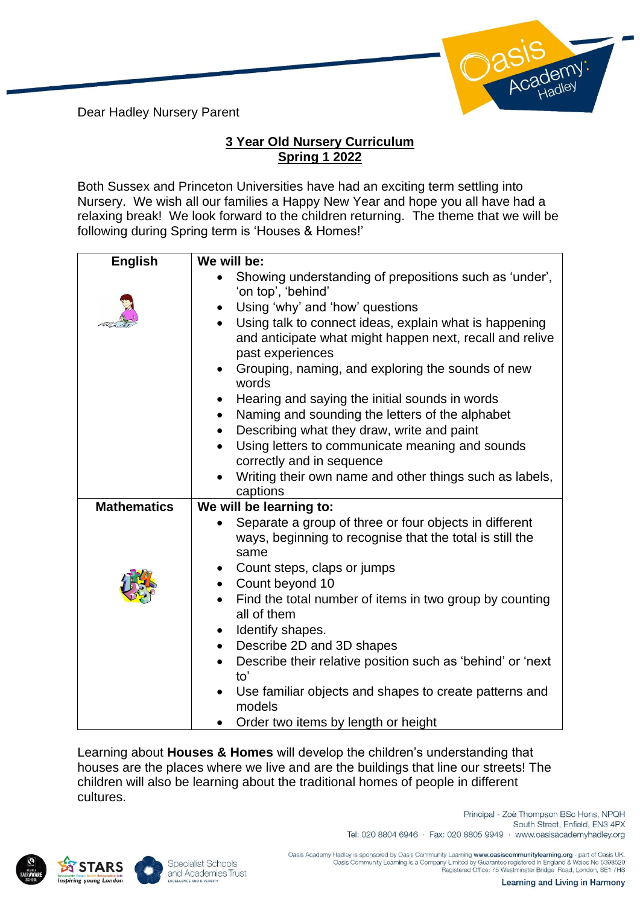Dear Hadley Nursery Parent

## 3 Year Old Nursery Curriculum
## Spring 1 2022

Both Sussex and Princeton Universities have had an exciting term settling into Nursery. We wish all our families a Happy New Year and hope you all have had a relaxing break! We look forward to the children returning. The theme that we will be following during Spring term is 'Houses & Homes!'

| **English** | **We will be:**<br>• Showing understanding of prepositions such as 'under', 'on top', 'behind'<br>• Using 'why' and 'how' questions<br>• Using talk to connect ideas, explain what is happening and anticipate what might happen next, recall and relive past experiences<br>• Grouping, naming, and exploring the sounds of new words<br>• Hearing and saying the initial sounds in words<br>• Naming and sounding the letters of the alphabet<br>• Describing what they draw, write and paint<br>• Using letters to communicate meaning and sounds correctly and in sequence<br>• Writing their own name and other things such as labels, captions |
|---|---|
| **Mathematics** | **We will be learning to:**<br>• Separate a group of three or four objects in different ways, beginning to recognise that the total is still the same<br>• Count steps, claps or jumps<br>• Count beyond 10<br>• Find the total number of items in two group by counting all of them<br>• Identify shapes.<br>• Describe 2D and 3D shapes<br>• Describe their relative position such as 'behind' or 'next to'<br>• Use familiar objects and shapes to create patterns and models<br>• Order two items by length or height |

Learning about **Houses & Homes** will develop the children's understanding that houses are the places where we live and are the buildings that line our streets! The children will also be learning about the traditional homes of people in different cultures.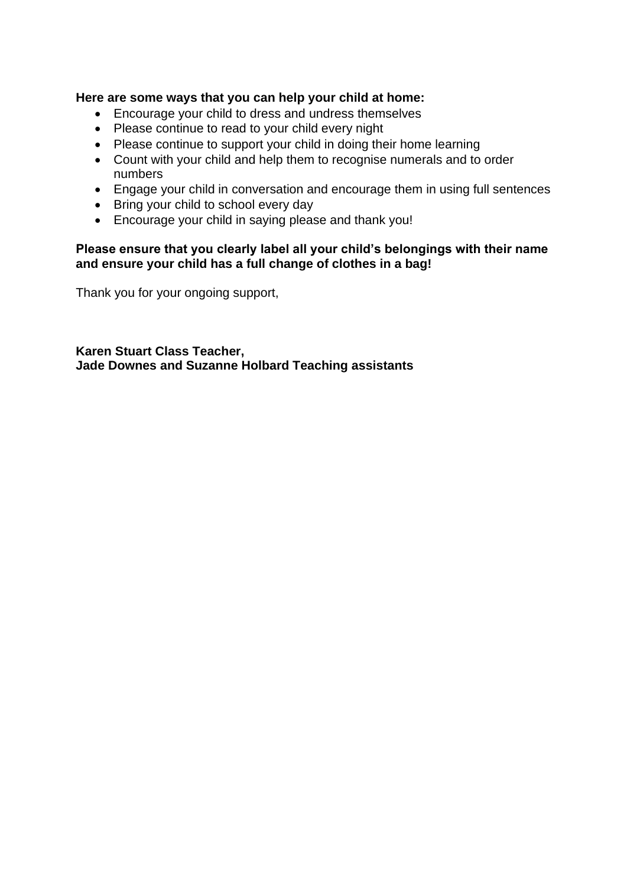**Here are some ways that you can help your child at home:**

- Encourage your child to dress and undress themselves
- Please continue to read to your child every night
- Please continue to support your child in doing their home learning
- Count with your child and help them to recognise numerals and to order numbers
- Engage your child in conversation and encourage them in using full sentences
- Bring your child to school every day
- Encourage your child in saying please and thank you!

**Please ensure that you clearly label all your child's belongings with their name and ensure your child has a full change of clothes in a bag!**

Thank you for your ongoing support,

**Karen Stuart Class Teacher,**
**Jade Downes and Suzanne Holbard Teaching assistants**